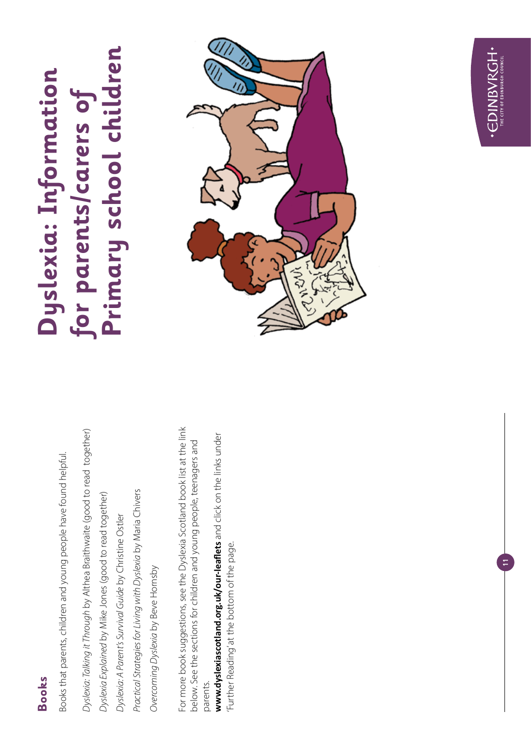# Dyslexia: Information for parents/carers of Primary school children

## Books

Books that parents, children and young people have found helpful.

*Dyslexia: Talking it Through* by Althea Braithwaite (good to read together)

*Dyslexia Explained* by Mike Jones (good to read together)

*Dyslexia: A Parent's Survival Guide* by Christine Ostler

*Practical Strategies for Living with Dyslexia* by Maria Chivers

*Overcoming Dyslexia* by Beve Hornsby

For more book suggestions, see the Dyslexia Scotland book list at the link below. See the sections for children and young people, teenagers and parents.

**www.dyslexiascotland.org.uk/our-leaflets** and click on the links under 'Further Reading' at the bottom of the page.

EDINBVRGH THE CITY OF EDINBURGH COUNCIL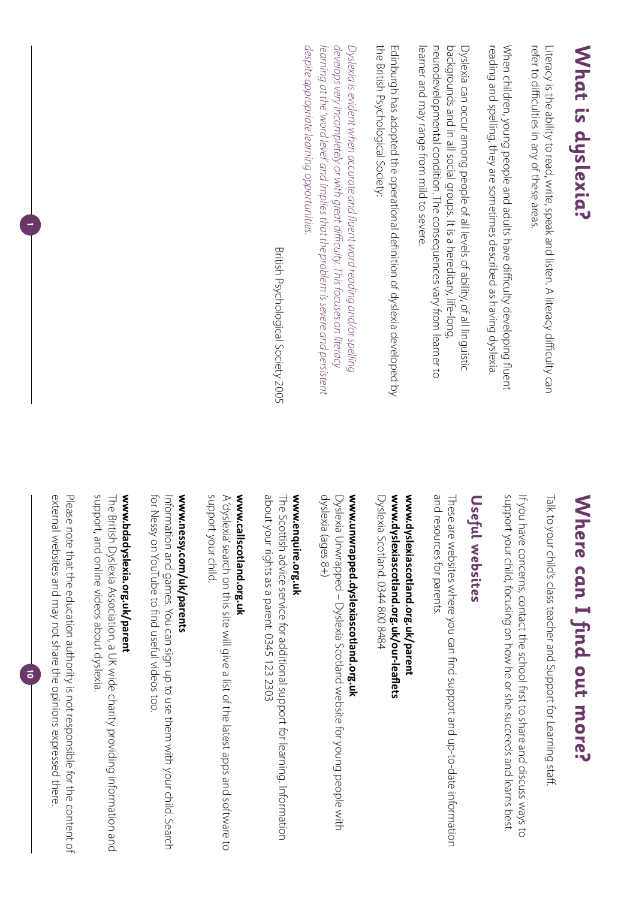# What is dyslexia?

Literacy is the ability to read, write, speak and listen. A literacy difficulty can refer to difficulties in any of these areas.

When children, young people and adults have difficulty developing fluent reading and spelling, they are sometimes described as having dyslexia.

Dyslexia can occur among people of all levels of ability, of all linguistic backgrounds and in all social groups. It is a hereditary, life-long, neurodevelopmental condition. The consequences vary from learner to learner and may range from mild to severe.

Edinburgh has adopted the operational definition of dyslexia developed by the British Psychological Society:

*Dyslexia is evident when accurate and fluent word reading and/or spelling develops very incompletely or with great difficulty. This focuses on literacy learning at the 'word level' and implies that the problem is severe and persistent despite appropriate learning opportunities.*

British Psychological Society 2005

# Where can I find out more?

Talk to your child's class teacher and Support for Learning staff.

If you have concerns, contact the school first to share and discuss ways to support your child, focusing on how he or she succeeds and learns best.

## Useful websites

These are websites where you can find support and up-to-date information and resources for parents.

**www.dyslexiascotland.org.uk/parent**
**www.dyslexiascotland.org.uk/our-leaflets**
Dyslexia Scotland. 0344 800 8484

**www.unwrapped.dyslexiascotland.org.uk**
Dyslexia Unwrapped – Dyslexia Scotland website for young people with dyslexia (ages 8+)

**www.enquire.org.uk**
The Scottish advice service for additional support for learning. Information about your rights as a parent. 0345 123 2303

**www.callscotland.org.uk**
A 'dyslexia' search on this site will give a list of the latest apps and software to support your child.

**www.nessy.com/uk/parents**
Information and games. You can sign up to use them with your child. Search for Nessy on YouTube to find useful videos too.

**www.bdadyslexia.org.uk/parent**
The British Dyslexia Association, a UK wide charity providing information and support, and online videos about dyslexia.

Please note that the education authority is not responsible for the content of external websites and may not share the opinions expressed there.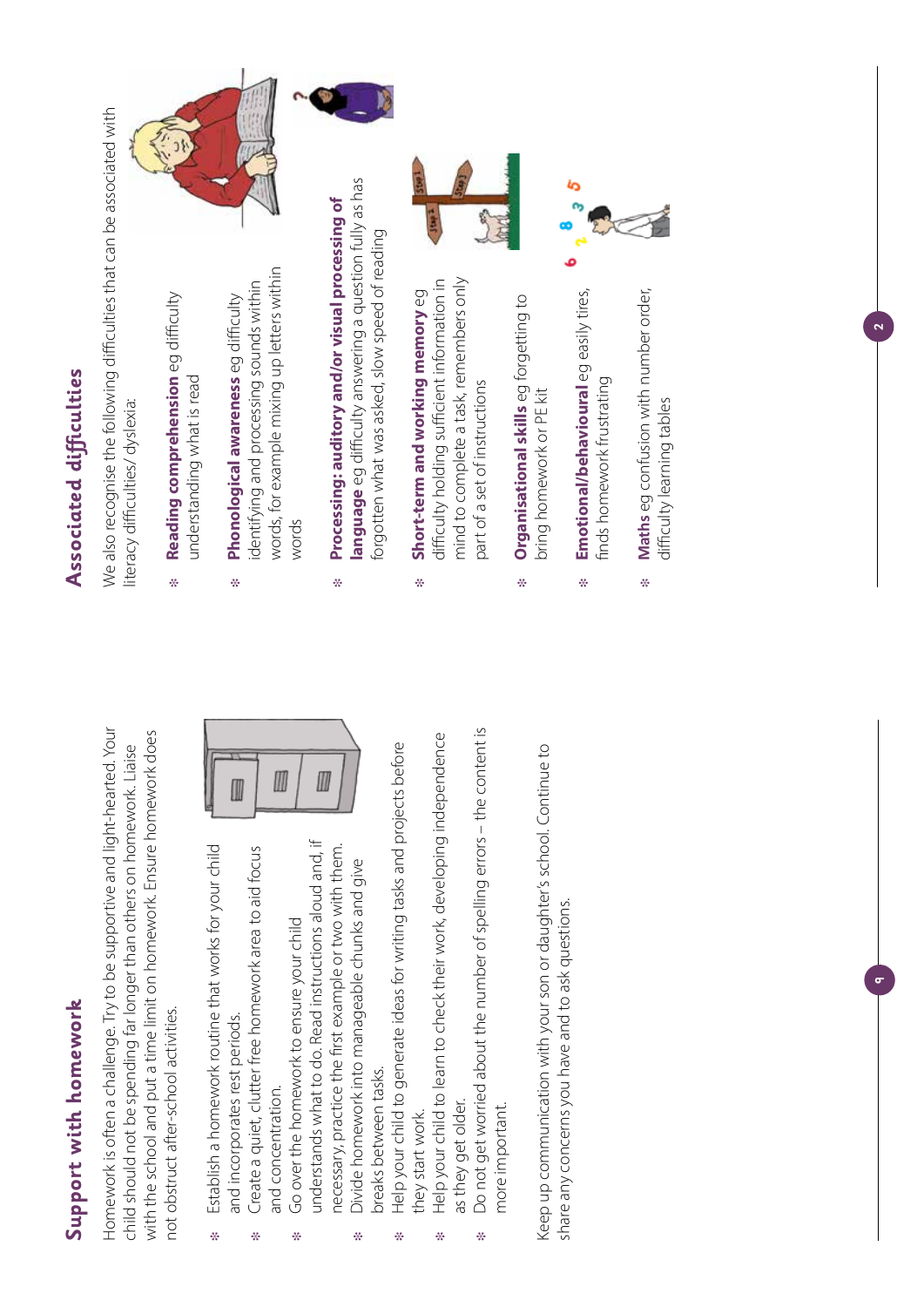## Support with homework

Homework is often a challenge. Try to be supportive and light-hearted. Your child should not be spending far longer than others on homework. Liaise with the school and put a time limit on homework. Ensure homework does not obstruct after-school activities.

- Establish a homework routine that works for your child and incorporates rest periods.
- Create a quiet, clutter free homework area to aid focus and concentration.
- Go over the homework to ensure your child understands what to do. Read instructions aloud and, if necessary, practice the first example or two with them.
- Divide homework into manageable chunks and give breaks between tasks.
- Help your child to generate ideas for writing tasks and projects before they start work.
- Help your child to learn to check their work, developing independence as they get older.
- Do not get worried about the number of spelling errors – the content is more important.

Keep up communication with your son or daughter's school. Continue to share any concerns you have and to ask questions.

## Associated difficulties

We also recognise the following difficulties that can be associated with literacy difficulties/ dyslexia:

- **Reading comprehension** eg difficulty understanding what is read
- **Phonological awareness** eg difficulty identifying and processing sounds within words, for example mixing up letters within words
- **Processing: auditory and/or visual processing of language** eg difficulty answering a question fully as has forgotten what was asked, slow speed of reading
- **Short-term and working memory** eg difficulty holding sufficient information in mind to complete a task, remembers only part of a set of instructions
- **Organisational skills** eg forgetting to bring homework or PE kit
- **Emotional/behavioural** eg easily tires, finds homework frustrating
- **Maths** eg confusion with number order, difficulty learning tables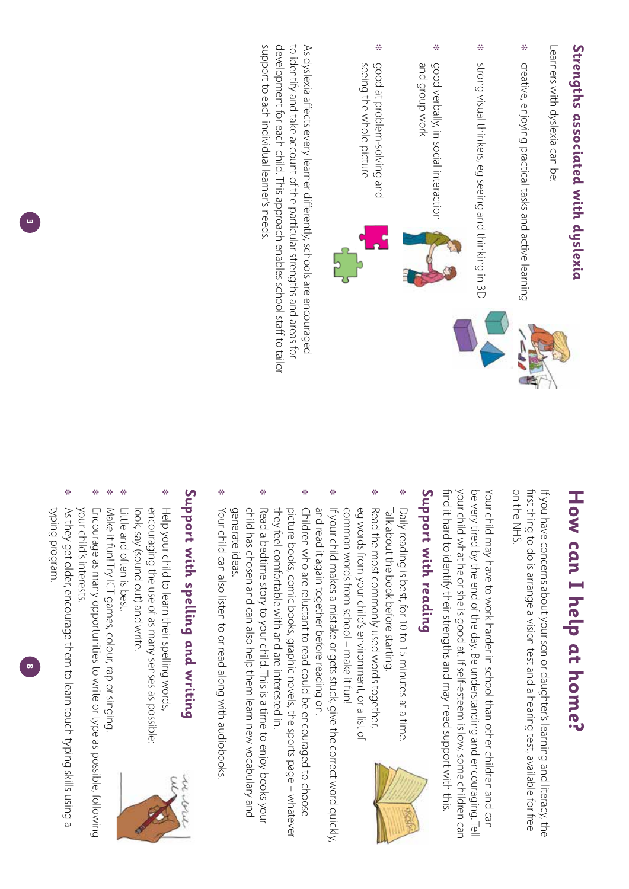## Strengths associated with dyslexia

Learners with dyslexia can be:

- creative, enjoying practical tasks and active learning
- strong visual thinkers, eg seeing and thinking in 3D
- good verbally, in social interaction and group work
- good at problem-solving and seeing the whole picture

As dyslexia affects every learner differently, schools are encouraged to identify and take account of the particular strengths and areas for development for each child. This approach enables school staff to tailor support to each individual learner's needs.

# How can I help at home?

If you have concerns about your son or daughter's learning and literacy, the first thing to do is arrange a vision test and a hearing test, available for free on the NHS.

Your child may have to work harder in school than other children and can be very tired by the end of the day. Be understanding and encouraging. Tell your child what he or she is good at. If self-esteem is low, some children can find it hard to identify their strengths and may need support with this.

## Support with reading

- Daily reading is best, for 10 to 15 minutes at a time. Talk about the book before starting.
- Read the most commonly used words together, eg words from your child's environment, or a list of common words from school – make it fun!
- If your child makes a mistake or gets stuck, give the correct word quickly, and read it again together before reading on.
- Children who are reluctant to read could be encouraged to choose picture books, comic books, graphic novels, the sports page – whatever they feel comfortable with and are interested in.
- Read a bedtime story to your child. This is a time to enjoy books your child has chosen and can also help them learn new vocabulary and generate ideas.
- Your child can also listen to or read along with audiobooks.

## Support with spelling and writing

- Help your child to learn their spelling words, encouraging the use of as many senses as possible: look, say (sound out) and write.
- Little and often is best.
- Make it fun! Try ICT games, colour, rap or singing.
- Encourage as many opportunities to write or type as possible, following your child's interests.
- As they get older, encourage them to learn touch typing skills using a typing program.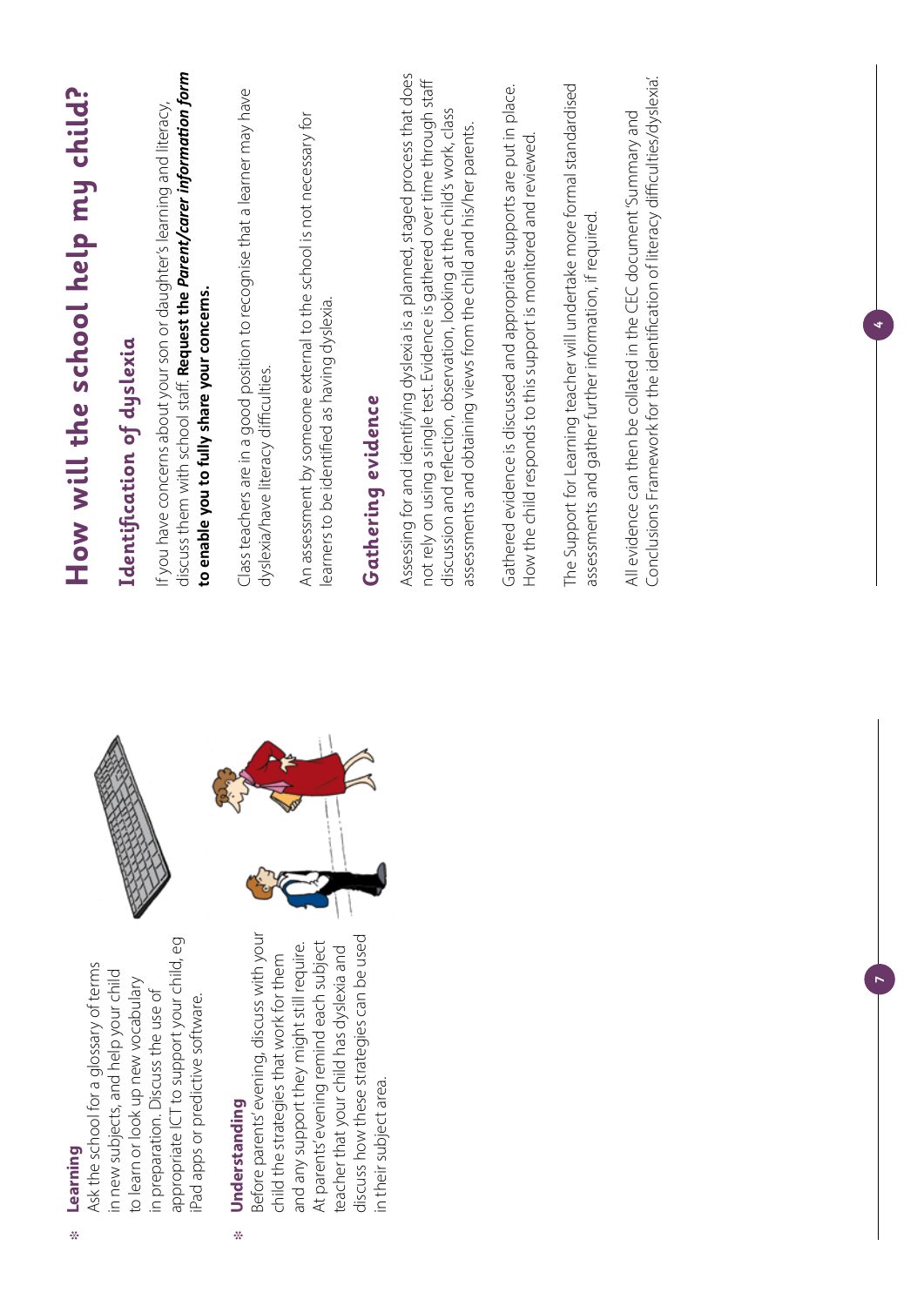- **Learning**
  Ask the school for a glossary of terms in new subjects, and help your child to learn or look up new vocabulary in preparation. Discuss the use of appropriate ICT to support your child, eg iPad apps or predictive software.

- **Understanding**
  Before parents' evening, discuss with your child the strategies that work for them and any support they might still require. At parents' evening remind each subject teacher that your child has dyslexia and discuss how these strategies can be used in their subject area.

# How will the school help my child?

## Identification of dyslexia

If you have concerns about your son or daughter's learning and literacy, discuss them with school staff. **Request the *Parent/carer information form* to enable you to fully share your concerns.**

Class teachers are in a good position to recognise that a learner may have dyslexia/have literacy difficulties.

An assessment by someone external to the school is not necessary for learners to be identified as having dyslexia.

## Gathering evidence

Assessing for and identifying dyslexia is a planned, staged process that does not rely on using a single test. Evidence is gathered over time through staff discussion and reflection, observation, looking at the child's work, class assessments and obtaining views from the child and his/her parents.

Gathered evidence is discussed and appropriate supports are put in place. How the child responds to this support is monitored and reviewed.

The Support for Learning teacher will undertake more formal standardised assessments and gather further information, if required.

All evidence can then be collated in the CEC document 'Summary and Conclusions Framework for the identification of literacy difficulties/dyslexia'.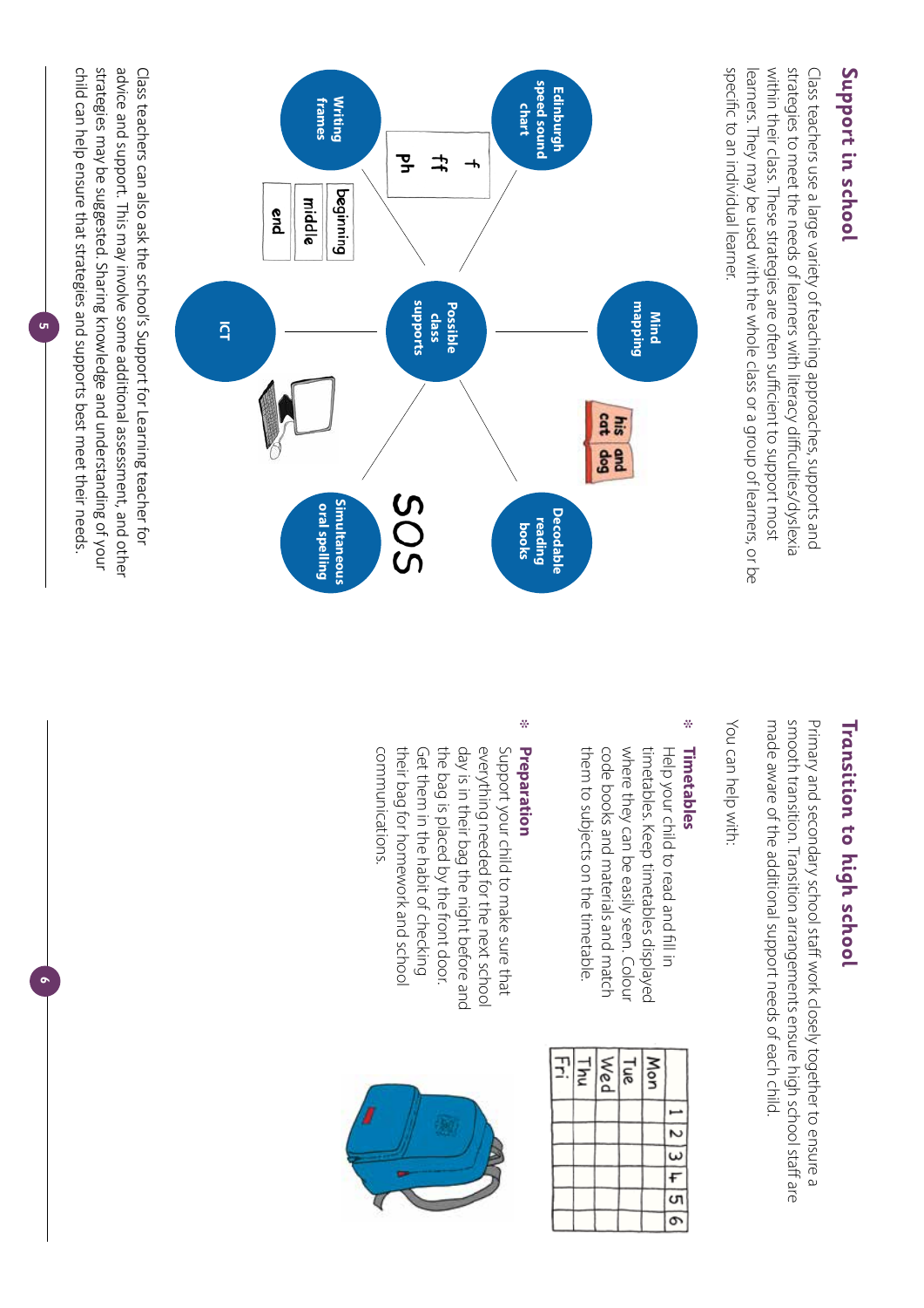## Support in school

Class teachers use a large variety of teaching approaches, supports and strategies to meet the needs of learners with literacy difficulties/dyslexia within their class. These strategies are often sufficient to support most learners. They may be used with the whole class or a group of learners, or be specific to an individual learner.

Possible class supports

Mind mapping

Decodable reading books

his and
cat dog

Simultaneous oral spelling

SOS

ICT

Writing frames

beginning
middle
end

Edinburgh speed sound chart

f
ff
ph

Class teachers can also ask the school's Support for Learning teacher for advice and support. This may involve some additional assessment, and other strategies may be suggested. Sharing knowledge and understanding of your child can help ensure that strategies and supports best meet their needs.

## Transition to high school

Primary and secondary school staff work closely together to ensure a smooth transition. Transition arrangements ensure high school staff are made aware of the additional support needs of each child.

You can help with:

- **Timetables**
  Help your child to read and fill in timetables. Keep timetables displayed where they can be easily seen. Colour code books and materials and match them to subjects on the timetable.

- **Preparation**
  Support your child to make sure that everything needed for the next school day is in their bag the night before and the bag is placed by the front door. Get them in the habit of checking their bag for homework and school communications.

| | 1 | 2 | 3 | 4 | 5 | 6 |
|---|---|---|---|---|---|---|
| Mon | | | | | | |
| Tue | | | | | | |
| Wed | | | | | | |
| Thu | | | | | | |
| Fri | | | | | | |